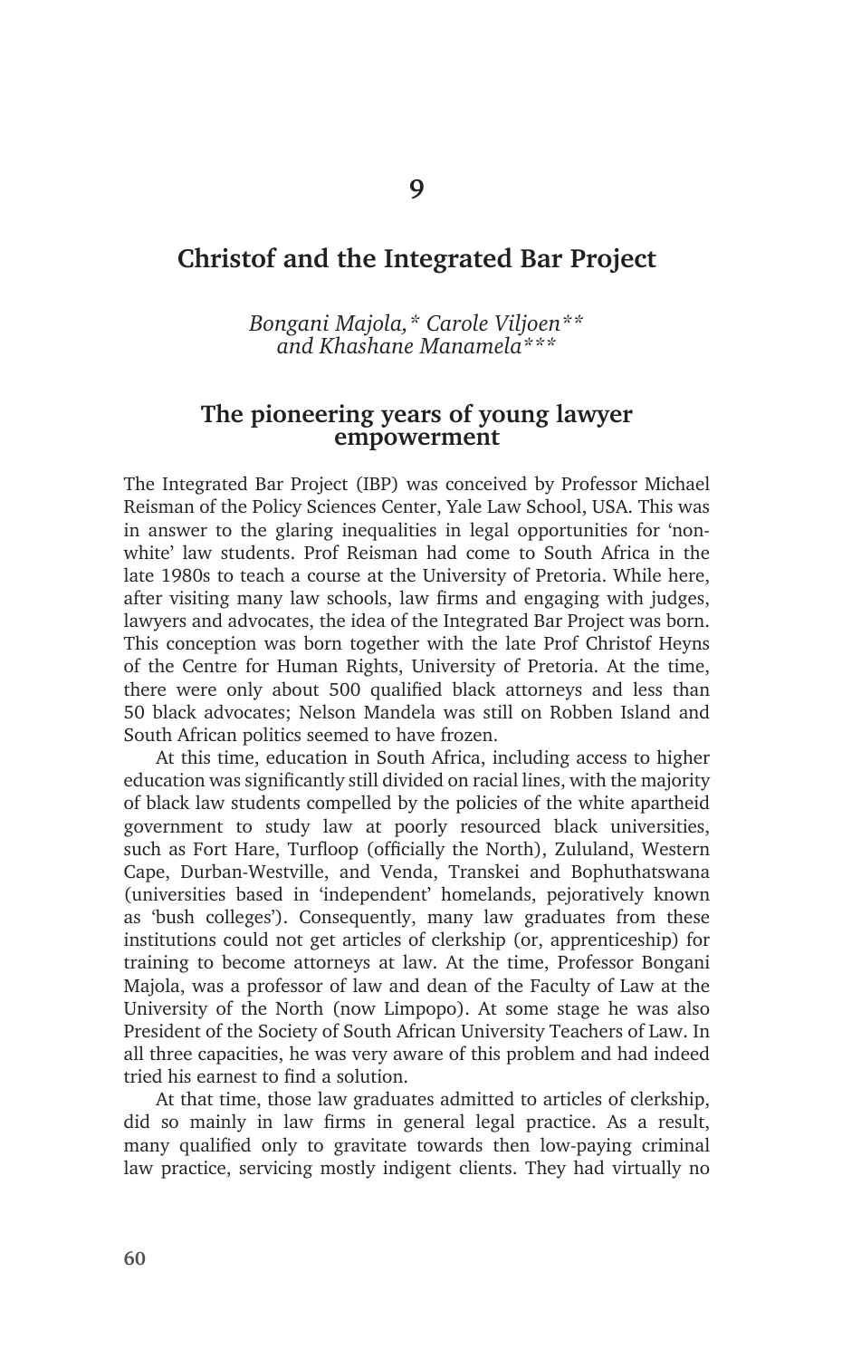# 9

# Christof and the Integrated Bar Project

*Bongani Majola,\* Carole Viljoen\*\* and Khashane Manamela\*\*\**

## The pioneering years of young lawyer empowerment

The Integrated Bar Project (IBP) was conceived by Professor Michael Reisman of the Policy Sciences Center, Yale Law School, USA. This was in answer to the glaring inequalities in legal opportunities for 'non-white' law students. Prof Reisman had come to South Africa in the late 1980s to teach a course at the University of Pretoria. While here, after visiting many law schools, law firms and engaging with judges, lawyers and advocates, the idea of the Integrated Bar Project was born. This conception was born together with the late Prof Christof Heyns of the Centre for Human Rights, University of Pretoria. At the time, there were only about 500 qualified black attorneys and less than 50 black advocates; Nelson Mandela was still on Robben Island and South African politics seemed to have frozen.

At this time, education in South Africa, including access to higher education was significantly still divided on racial lines, with the majority of black law students compelled by the policies of the white apartheid government to study law at poorly resourced black universities, such as Fort Hare, Turfloop (officially the North), Zululand, Western Cape, Durban-Westville, and Venda, Transkei and Bophuthatswana (universities based in 'independent' homelands, pejoratively known as 'bush colleges'). Consequently, many law graduates from these institutions could not get articles of clerkship (or, apprenticeship) for training to become attorneys at law. At the time, Professor Bongani Majola, was a professor of law and dean of the Faculty of Law at the University of the North (now Limpopo). At some stage he was also President of the Society of South African University Teachers of Law. In all three capacities, he was very aware of this problem and had indeed tried his earnest to find a solution.

At that time, those law graduates admitted to articles of clerkship, did so mainly in law firms in general legal practice. As a result, many qualified only to gravitate towards then low-paying criminal law practice, servicing mostly indigent clients. They had virtually no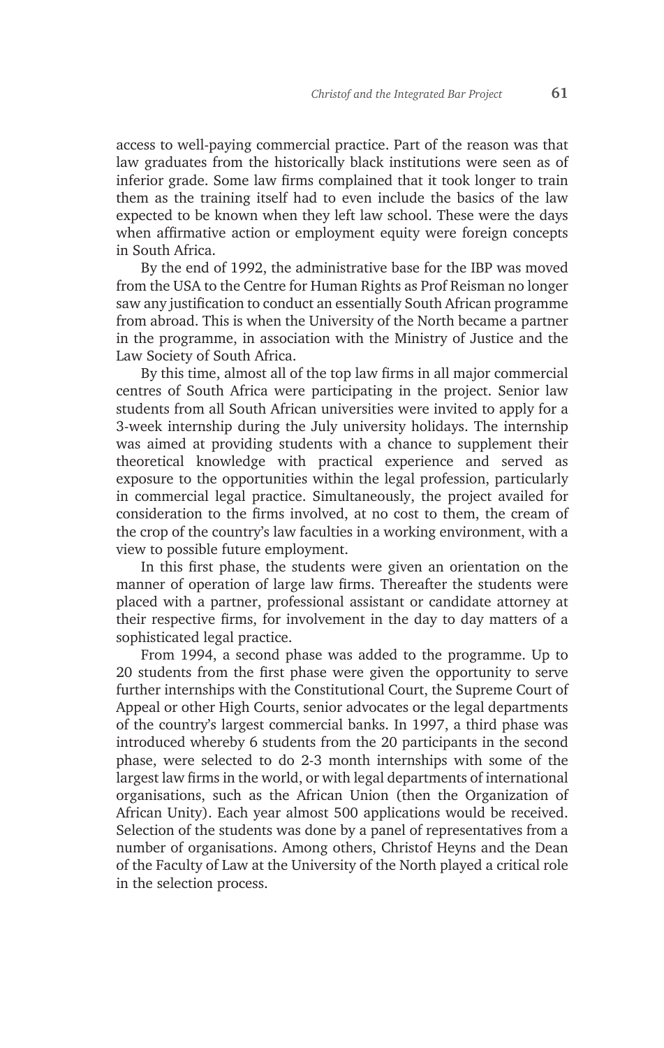access to well-paying commercial practice. Part of the reason was that law graduates from the historically black institutions were seen as of inferior grade. Some law firms complained that it took longer to train them as the training itself had to even include the basics of the law expected to be known when they left law school. These were the days when affirmative action or employment equity were foreign concepts in South Africa.

By the end of 1992, the administrative base for the IBP was moved from the USA to the Centre for Human Rights as Prof Reisman no longer saw any justification to conduct an essentially South African programme from abroad. This is when the University of the North became a partner in the programme, in association with the Ministry of Justice and the Law Society of South Africa.

By this time, almost all of the top law firms in all major commercial centres of South Africa were participating in the project. Senior law students from all South African universities were invited to apply for a 3-week internship during the July university holidays. The internship was aimed at providing students with a chance to supplement their theoretical knowledge with practical experience and served as exposure to the opportunities within the legal profession, particularly in commercial legal practice. Simultaneously, the project availed for consideration to the firms involved, at no cost to them, the cream of the crop of the country's law faculties in a working environment, with a view to possible future employment.

In this first phase, the students were given an orientation on the manner of operation of large law firms. Thereafter the students were placed with a partner, professional assistant or candidate attorney at their respective firms, for involvement in the day to day matters of a sophisticated legal practice.

From 1994, a second phase was added to the programme. Up to 20 students from the first phase were given the opportunity to serve further internships with the Constitutional Court, the Supreme Court of Appeal or other High Courts, senior advocates or the legal departments of the country's largest commercial banks. In 1997, a third phase was introduced whereby 6 students from the 20 participants in the second phase, were selected to do 2-3 month internships with some of the largest law firms in the world, or with legal departments of international organisations, such as the African Union (then the Organization of African Unity). Each year almost 500 applications would be received. Selection of the students was done by a panel of representatives from a number of organisations. Among others, Christof Heyns and the Dean of the Faculty of Law at the University of the North played a critical role in the selection process.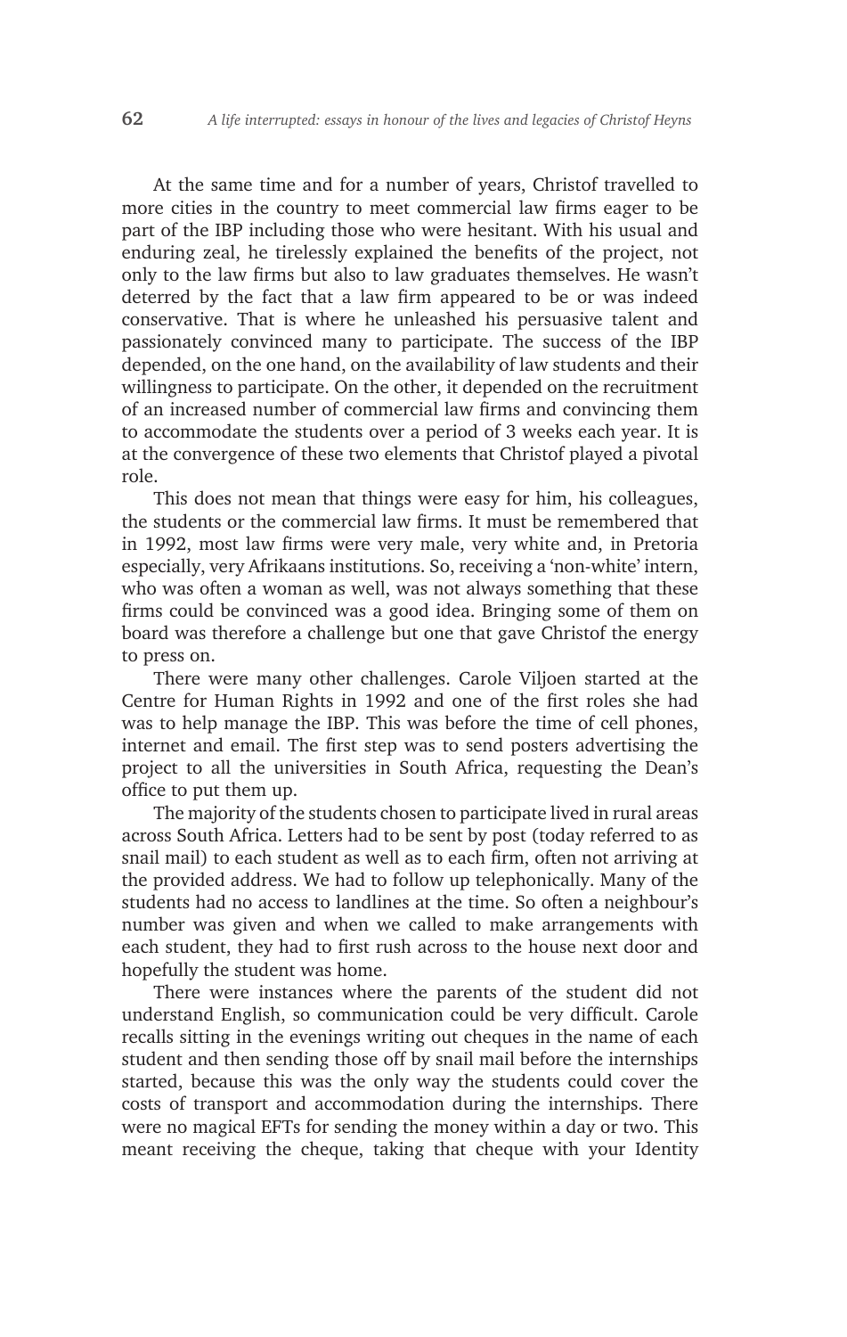At the same time and for a number of years, Christof travelled to more cities in the country to meet commercial law firms eager to be part of the IBP including those who were hesitant. With his usual and enduring zeal, he tirelessly explained the benefits of the project, not only to the law firms but also to law graduates themselves. He wasn't deterred by the fact that a law firm appeared to be or was indeed conservative. That is where he unleashed his persuasive talent and passionately convinced many to participate. The success of the IBP depended, on the one hand, on the availability of law students and their willingness to participate. On the other, it depended on the recruitment of an increased number of commercial law firms and convincing them to accommodate the students over a period of 3 weeks each year. It is at the convergence of these two elements that Christof played a pivotal role.

This does not mean that things were easy for him, his colleagues, the students or the commercial law firms. It must be remembered that in 1992, most law firms were very male, very white and, in Pretoria especially, very Afrikaans institutions. So, receiving a 'non-white' intern, who was often a woman as well, was not always something that these firms could be convinced was a good idea. Bringing some of them on board was therefore a challenge but one that gave Christof the energy to press on.

There were many other challenges. Carole Viljoen started at the Centre for Human Rights in 1992 and one of the first roles she had was to help manage the IBP. This was before the time of cell phones, internet and email. The first step was to send posters advertising the project to all the universities in South Africa, requesting the Dean's office to put them up.

The majority of the students chosen to participate lived in rural areas across South Africa. Letters had to be sent by post (today referred to as snail mail) to each student as well as to each firm, often not arriving at the provided address. We had to follow up telephonically. Many of the students had no access to landlines at the time. So often a neighbour's number was given and when we called to make arrangements with each student, they had to first rush across to the house next door and hopefully the student was home.

There were instances where the parents of the student did not understand English, so communication could be very difficult. Carole recalls sitting in the evenings writing out cheques in the name of each student and then sending those off by snail mail before the internships started, because this was the only way the students could cover the costs of transport and accommodation during the internships. There were no magical EFTs for sending the money within a day or two. This meant receiving the cheque, taking that cheque with your Identity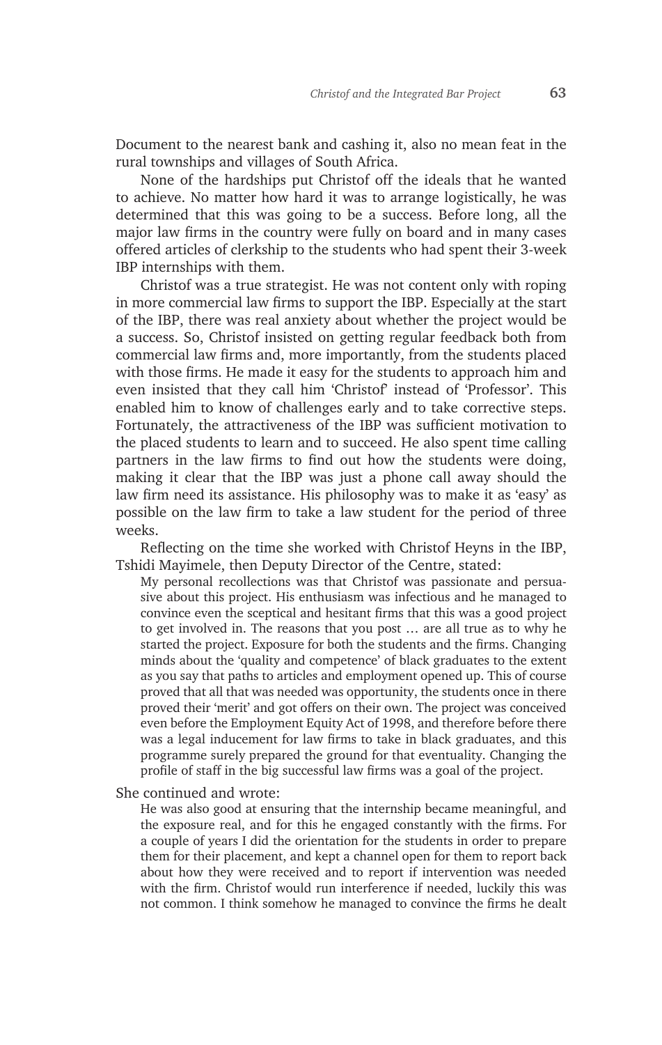Document to the nearest bank and cashing it, also no mean feat in the rural townships and villages of South Africa.

None of the hardships put Christof off the ideals that he wanted to achieve. No matter how hard it was to arrange logistically, he was determined that this was going to be a success. Before long, all the major law firms in the country were fully on board and in many cases offered articles of clerkship to the students who had spent their 3-week IBP internships with them.

Christof was a true strategist. He was not content only with roping in more commercial law firms to support the IBP. Especially at the start of the IBP, there was real anxiety about whether the project would be a success. So, Christof insisted on getting regular feedback both from commercial law firms and, more importantly, from the students placed with those firms. He made it easy for the students to approach him and even insisted that they call him 'Christof' instead of 'Professor'. This enabled him to know of challenges early and to take corrective steps. Fortunately, the attractiveness of the IBP was sufficient motivation to the placed students to learn and to succeed. He also spent time calling partners in the law firms to find out how the students were doing, making it clear that the IBP was just a phone call away should the law firm need its assistance. His philosophy was to make it as 'easy' as possible on the law firm to take a law student for the period of three weeks.

Reflecting on the time she worked with Christof Heyns in the IBP, Tshidi Mayimele, then Deputy Director of the Centre, stated:

> My personal recollections was that Christof was passionate and persuasive about this project. His enthusiasm was infectious and he managed to convince even the sceptical and hesitant firms that this was a good project to get involved in. The reasons that you post … are all true as to why he started the project. Exposure for both the students and the firms. Changing minds about the 'quality and competence' of black graduates to the extent as you say that paths to articles and employment opened up. This of course proved that all that was needed was opportunity, the students once in there proved their 'merit' and got offers on their own. The project was conceived even before the Employment Equity Act of 1998, and therefore before there was a legal inducement for law firms to take in black graduates, and this programme surely prepared the ground for that eventuality. Changing the profile of staff in the big successful law firms was a goal of the project.

She continued and wrote:

> He was also good at ensuring that the internship became meaningful, and the exposure real, and for this he engaged constantly with the firms. For a couple of years I did the orientation for the students in order to prepare them for their placement, and kept a channel open for them to report back about how they were received and to report if intervention was needed with the firm. Christof would run interference if needed, luckily this was not common. I think somehow he managed to convince the firms he dealt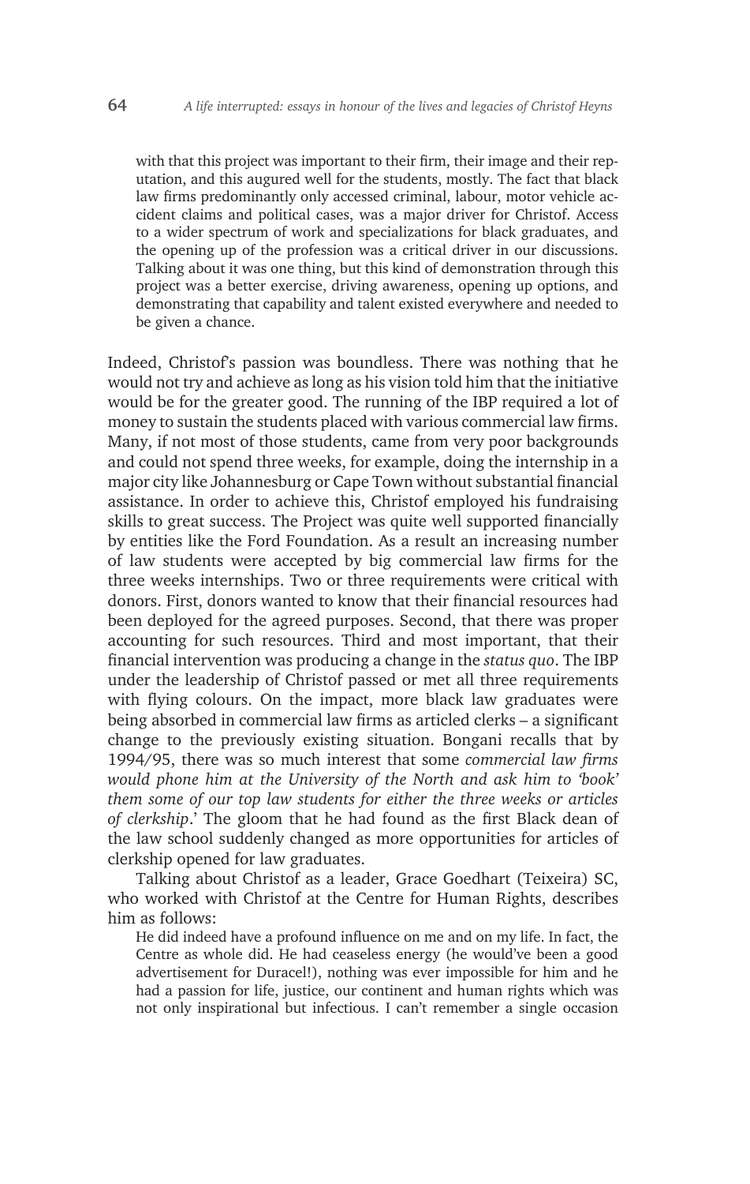> with that this project was important to their firm, their image and their reputation, and this augured well for the students, mostly. The fact that black law firms predominantly only accessed criminal, labour, motor vehicle accident claims and political cases, was a major driver for Christof. Access to a wider spectrum of work and specializations for black graduates, and the opening up of the profession was a critical driver in our discussions. Talking about it was one thing, but this kind of demonstration through this project was a better exercise, driving awareness, opening up options, and demonstrating that capability and talent existed everywhere and needed to be given a chance.

Indeed, Christof's passion was boundless. There was nothing that he would not try and achieve as long as his vision told him that the initiative would be for the greater good. The running of the IBP required a lot of money to sustain the students placed with various commercial law firms. Many, if not most of those students, came from very poor backgrounds and could not spend three weeks, for example, doing the internship in a major city like Johannesburg or Cape Town without substantial financial assistance. In order to achieve this, Christof employed his fundraising skills to great success. The Project was quite well supported financially by entities like the Ford Foundation. As a result an increasing number of law students were accepted by big commercial law firms for the three weeks internships. Two or three requirements were critical with donors. First, donors wanted to know that their financial resources had been deployed for the agreed purposes. Second, that there was proper accounting for such resources. Third and most important, that their financial intervention was producing a change in the *status quo*. The IBP under the leadership of Christof passed or met all three requirements with flying colours. On the impact, more black law graduates were being absorbed in commercial law firms as articled clerks – a significant change to the previously existing situation. Bongani recalls that by 1994/95, there was so much interest that some *commercial law firms would phone him at the University of the North and ask him to 'book' them some of our top law students for either the three weeks or articles of clerkship*.' The gloom that he had found as the first Black dean of the law school suddenly changed as more opportunities for articles of clerkship opened for law graduates.

Talking about Christof as a leader, Grace Goedhart (Teixeira) SC, who worked with Christof at the Centre for Human Rights, describes him as follows:

> He did indeed have a profound influence on me and on my life. In fact, the Centre as whole did. He had ceaseless energy (he would've been a good advertisement for Duracel!), nothing was ever impossible for him and he had a passion for life, justice, our continent and human rights which was not only inspirational but infectious. I can't remember a single occasion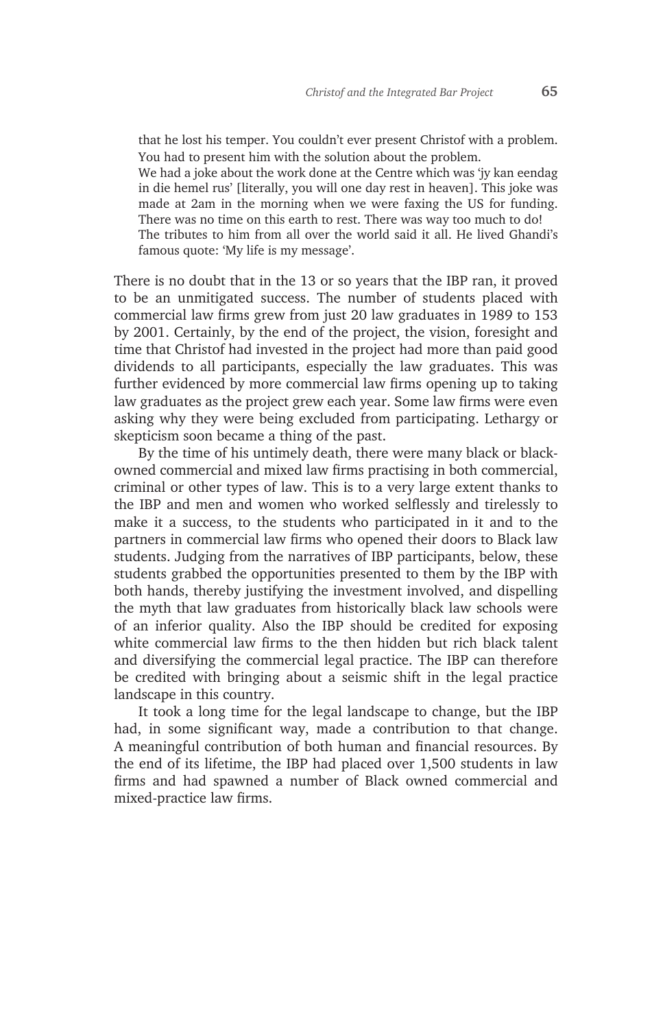> that he lost his temper. You couldn't ever present Christof with a problem. You had to present him with the solution about the problem.
> We had a joke about the work done at the Centre which was 'jy kan eendag in die hemel rus' [literally, you will one day rest in heaven]. This joke was made at 2am in the morning when we were faxing the US for funding. There was no time on this earth to rest. There was way too much to do!
> The tributes to him from all over the world said it all. He lived Ghandi's famous quote: 'My life is my message'.

There is no doubt that in the 13 or so years that the IBP ran, it proved to be an unmitigated success. The number of students placed with commercial law firms grew from just 20 law graduates in 1989 to 153 by 2001. Certainly, by the end of the project, the vision, foresight and time that Christof had invested in the project had more than paid good dividends to all participants, especially the law graduates. This was further evidenced by more commercial law firms opening up to taking law graduates as the project grew each year. Some law firms were even asking why they were being excluded from participating. Lethargy or skepticism soon became a thing of the past.

By the time of his untimely death, there were many black or black-owned commercial and mixed law firms practising in both commercial, criminal or other types of law. This is to a very large extent thanks to the IBP and men and women who worked selflessly and tirelessly to make it a success, to the students who participated in it and to the partners in commercial law firms who opened their doors to Black law students. Judging from the narratives of IBP participants, below, these students grabbed the opportunities presented to them by the IBP with both hands, thereby justifying the investment involved, and dispelling the myth that law graduates from historically black law schools were of an inferior quality. Also the IBP should be credited for exposing white commercial law firms to the then hidden but rich black talent and diversifying the commercial legal practice. The IBP can therefore be credited with bringing about a seismic shift in the legal practice landscape in this country.

It took a long time for the legal landscape to change, but the IBP had, in some significant way, made a contribution to that change. A meaningful contribution of both human and financial resources. By the end of its lifetime, the IBP had placed over 1,500 students in law firms and had spawned a number of Black owned commercial and mixed-practice law firms.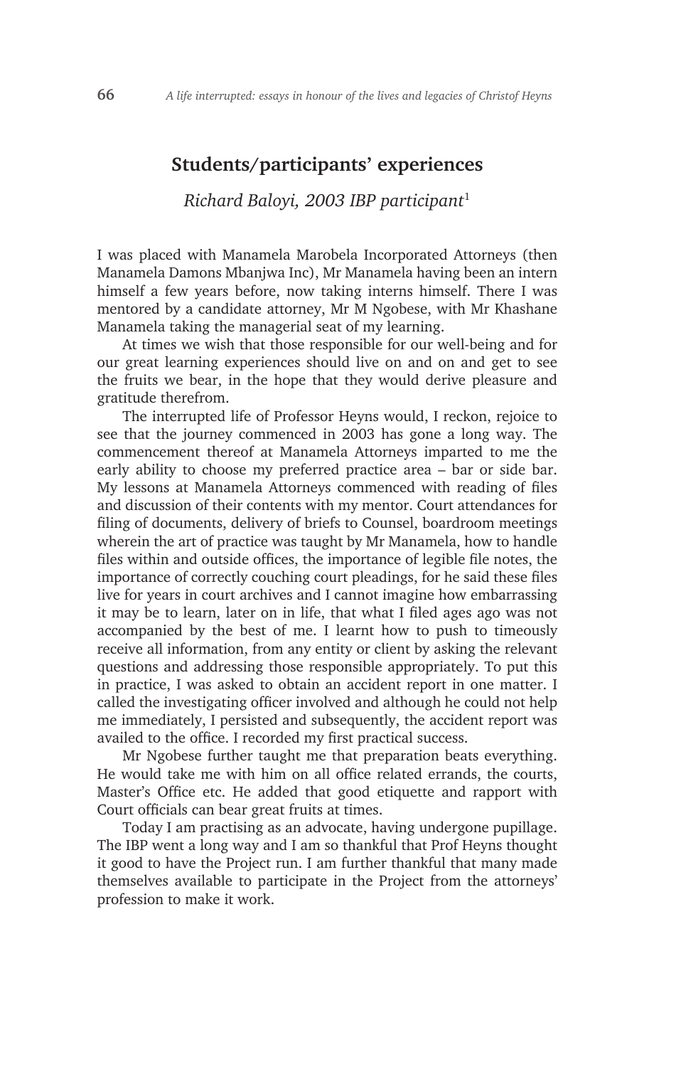## Students/participants' experiences

*Richard Baloyi, 2003 IBP participant*[1]

I was placed with Manamela Marobela Incorporated Attorneys (then Manamela Damons Mbanjwa Inc), Mr Manamela having been an intern himself a few years before, now taking interns himself. There I was mentored by a candidate attorney, Mr M Ngobese, with Mr Khashane Manamela taking the managerial seat of my learning.

At times we wish that those responsible for our well-being and for our great learning experiences should live on and on and get to see the fruits we bear, in the hope that they would derive pleasure and gratitude therefrom.

The interrupted life of Professor Heyns would, I reckon, rejoice to see that the journey commenced in 2003 has gone a long way. The commencement thereof at Manamela Attorneys imparted to me the early ability to choose my preferred practice area – bar or side bar. My lessons at Manamela Attorneys commenced with reading of files and discussion of their contents with my mentor. Court attendances for filing of documents, delivery of briefs to Counsel, boardroom meetings wherein the art of practice was taught by Mr Manamela, how to handle files within and outside offices, the importance of legible file notes, the importance of correctly couching court pleadings, for he said these files live for years in court archives and I cannot imagine how embarrassing it may be to learn, later on in life, that what I filed ages ago was not accompanied by the best of me. I learnt how to push to timeously receive all information, from any entity or client by asking the relevant questions and addressing those responsible appropriately. To put this in practice, I was asked to obtain an accident report in one matter. I called the investigating officer involved and although he could not help me immediately, I persisted and subsequently, the accident report was availed to the office. I recorded my first practical success.

Mr Ngobese further taught me that preparation beats everything. He would take me with him on all office related errands, the courts, Master's Office etc. He added that good etiquette and rapport with Court officials can bear great fruits at times.

Today I am practising as an advocate, having undergone pupillage. The IBP went a long way and I am so thankful that Prof Heyns thought it good to have the Project run. I am further thankful that many made themselves available to participate in the Project from the attorneys' profession to make it work.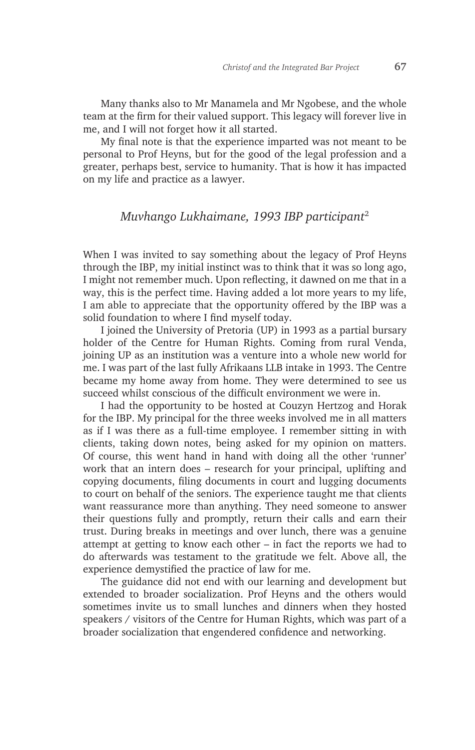Many thanks also to Mr Manamela and Mr Ngobese, and the whole team at the firm for their valued support. This legacy will forever live in me, and I will not forget how it all started.

My final note is that the experience imparted was not meant to be personal to Prof Heyns, but for the good of the legal profession and a greater, perhaps best, service to humanity. That is how it has impacted on my life and practice as a lawyer.

## *Muvhango Lukhaimane, 1993 IBP participant*[2]

When I was invited to say something about the legacy of Prof Heyns through the IBP, my initial instinct was to think that it was so long ago, I might not remember much. Upon reflecting, it dawned on me that in a way, this is the perfect time. Having added a lot more years to my life, I am able to appreciate that the opportunity offered by the IBP was a solid foundation to where I find myself today.

I joined the University of Pretoria (UP) in 1993 as a partial bursary holder of the Centre for Human Rights. Coming from rural Venda, joining UP as an institution was a venture into a whole new world for me. I was part of the last fully Afrikaans LLB intake in 1993. The Centre became my home away from home. They were determined to see us succeed whilst conscious of the difficult environment we were in.

I had the opportunity to be hosted at Couzyn Hertzog and Horak for the IBP. My principal for the three weeks involved me in all matters as if I was there as a full-time employee. I remember sitting in with clients, taking down notes, being asked for my opinion on matters. Of course, this went hand in hand with doing all the other 'runner' work that an intern does – research for your principal, uplifting and copying documents, filing documents in court and lugging documents to court on behalf of the seniors. The experience taught me that clients want reassurance more than anything. They need someone to answer their questions fully and promptly, return their calls and earn their trust. During breaks in meetings and over lunch, there was a genuine attempt at getting to know each other – in fact the reports we had to do afterwards was testament to the gratitude we felt. Above all, the experience demystified the practice of law for me.

The guidance did not end with our learning and development but extended to broader socialization. Prof Heyns and the others would sometimes invite us to small lunches and dinners when they hosted speakers / visitors of the Centre for Human Rights, which was part of a broader socialization that engendered confidence and networking.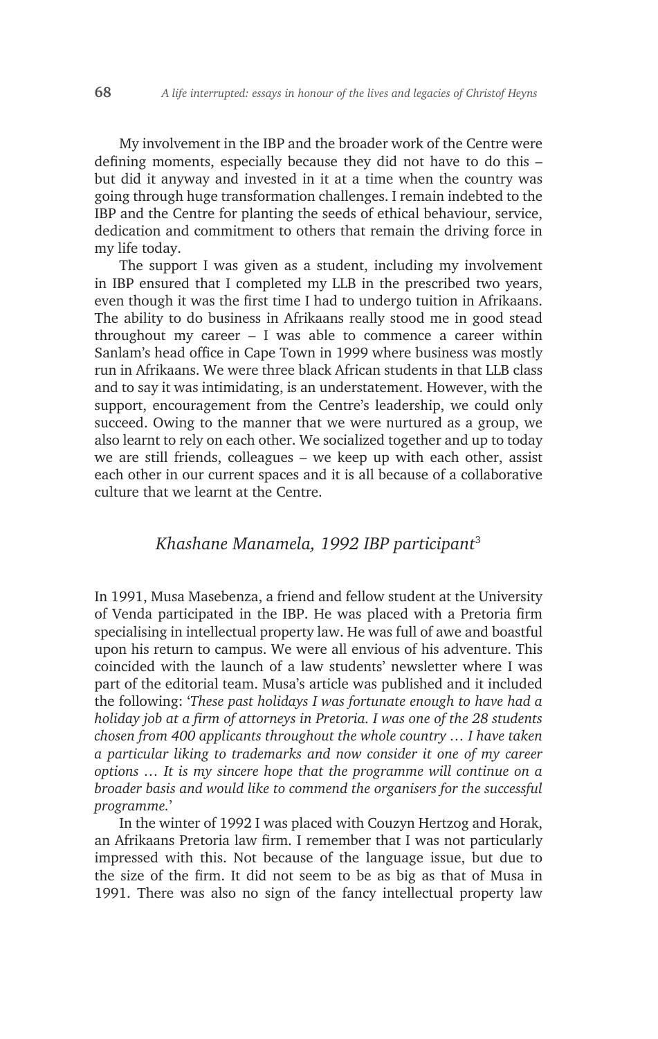My involvement in the IBP and the broader work of the Centre were defining moments, especially because they did not have to do this – but did it anyway and invested in it at a time when the country was going through huge transformation challenges. I remain indebted to the IBP and the Centre for planting the seeds of ethical behaviour, service, dedication and commitment to others that remain the driving force in my life today.

The support I was given as a student, including my involvement in IBP ensured that I completed my LLB in the prescribed two years, even though it was the first time I had to undergo tuition in Afrikaans. The ability to do business in Afrikaans really stood me in good stead throughout my career – I was able to commence a career within Sanlam's head office in Cape Town in 1999 where business was mostly run in Afrikaans. We were three black African students in that LLB class and to say it was intimidating, is an understatement. However, with the support, encouragement from the Centre's leadership, we could only succeed. Owing to the manner that we were nurtured as a group, we also learnt to rely on each other. We socialized together and up to today we are still friends, colleagues – we keep up with each other, assist each other in our current spaces and it is all because of a collaborative culture that we learnt at the Centre.

### *Khashane Manamela, 1992 IBP participant*[3]

In 1991, Musa Masebenza, a friend and fellow student at the University of Venda participated in the IBP. He was placed with a Pretoria firm specialising in intellectual property law. He was full of awe and boastful upon his return to campus. We were all envious of his adventure. This coincided with the launch of a law students' newsletter where I was part of the editorial team. Musa's article was published and it included the following: '*These past holidays I was fortunate enough to have had a holiday job at a firm of attorneys in Pretoria. I was one of the 28 students chosen from 400 applicants throughout the whole country … I have taken a particular liking to trademarks and now consider it one of my career options … It is my sincere hope that the programme will continue on a broader basis and would like to commend the organisers for the successful programme.*'

In the winter of 1992 I was placed with Couzyn Hertzog and Horak, an Afrikaans Pretoria law firm. I remember that I was not particularly impressed with this. Not because of the language issue, but due to the size of the firm. It did not seem to be as big as that of Musa in 1991. There was also no sign of the fancy intellectual property law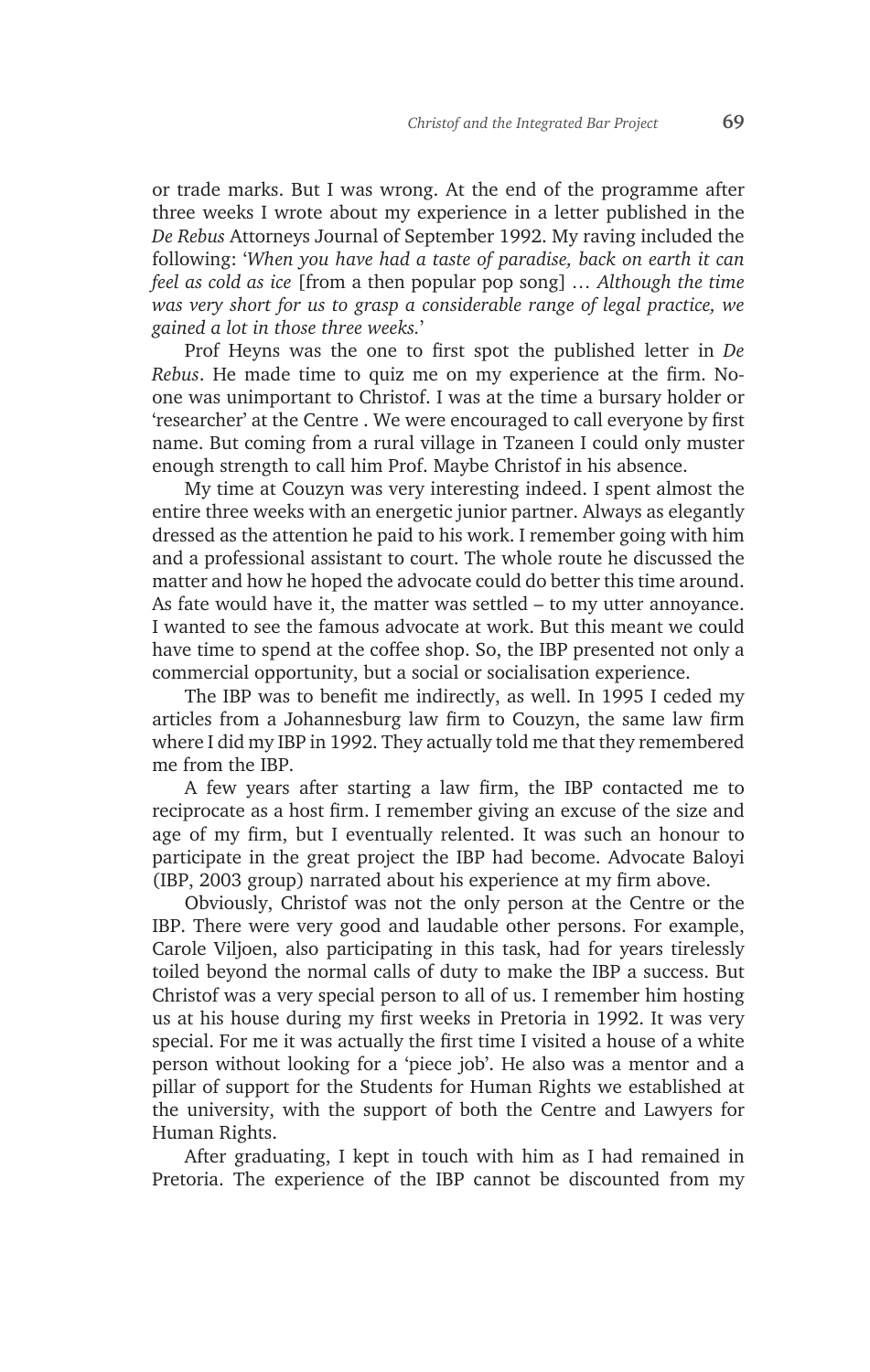or trade marks. But I was wrong. At the end of the programme after three weeks I wrote about my experience in a letter published in the *De Rebus* Attorneys Journal of September 1992. My raving included the following: '*When you have had a taste of paradise, back on earth it can feel as cold as ice* [from a then popular pop song] … *Although the time was very short for us to grasp a considerable range of legal practice, we gained a lot in those three weeks.*'

Prof Heyns was the one to first spot the published letter in *De Rebus*. He made time to quiz me on my experience at the firm. No-one was unimportant to Christof. I was at the time a bursary holder or 'researcher' at the Centre . We were encouraged to call everyone by first name. But coming from a rural village in Tzaneen I could only muster enough strength to call him Prof. Maybe Christof in his absence.

My time at Couzyn was very interesting indeed. I spent almost the entire three weeks with an energetic junior partner. Always as elegantly dressed as the attention he paid to his work. I remember going with him and a professional assistant to court. The whole route he discussed the matter and how he hoped the advocate could do better this time around. As fate would have it, the matter was settled – to my utter annoyance. I wanted to see the famous advocate at work. But this meant we could have time to spend at the coffee shop. So, the IBP presented not only a commercial opportunity, but a social or socialisation experience.

The IBP was to benefit me indirectly, as well. In 1995 I ceded my articles from a Johannesburg law firm to Couzyn, the same law firm where I did my IBP in 1992. They actually told me that they remembered me from the IBP.

A few years after starting a law firm, the IBP contacted me to reciprocate as a host firm. I remember giving an excuse of the size and age of my firm, but I eventually relented. It was such an honour to participate in the great project the IBP had become. Advocate Baloyi (IBP, 2003 group) narrated about his experience at my firm above.

Obviously, Christof was not the only person at the Centre or the IBP. There were very good and laudable other persons. For example, Carole Viljoen, also participating in this task, had for years tirelessly toiled beyond the normal calls of duty to make the IBP a success. But Christof was a very special person to all of us. I remember him hosting us at his house during my first weeks in Pretoria in 1992. It was very special. For me it was actually the first time I visited a house of a white person without looking for a 'piece job'. He also was a mentor and a pillar of support for the Students for Human Rights we established at the university, with the support of both the Centre and Lawyers for Human Rights.

After graduating, I kept in touch with him as I had remained in Pretoria. The experience of the IBP cannot be discounted from my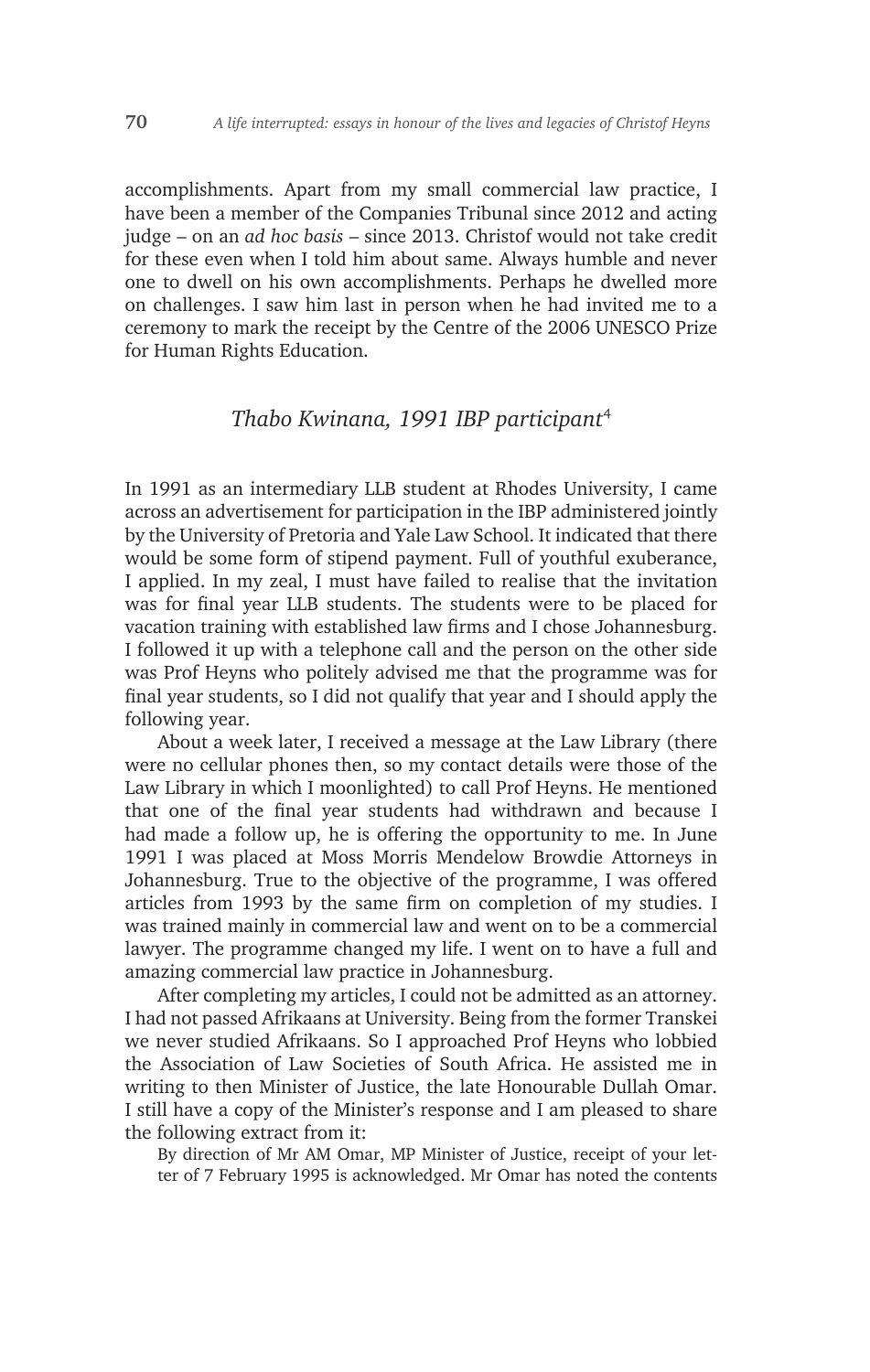accomplishments. Apart from my small commercial law practice, I have been a member of the Companies Tribunal since 2012 and acting judge – on an *ad hoc basis* – since 2013. Christof would not take credit for these even when I told him about same. Always humble and never one to dwell on his own accomplishments. Perhaps he dwelled more on challenges. I saw him last in person when he had invited me to a ceremony to mark the receipt by the Centre of the 2006 UNESCO Prize for Human Rights Education.

### *Thabo Kwinana, 1991 IBP participant*[4]

In 1991 as an intermediary LLB student at Rhodes University, I came across an advertisement for participation in the IBP administered jointly by the University of Pretoria and Yale Law School. It indicated that there would be some form of stipend payment. Full of youthful exuberance, I applied. In my zeal, I must have failed to realise that the invitation was for final year LLB students. The students were to be placed for vacation training with established law firms and I chose Johannesburg. I followed it up with a telephone call and the person on the other side was Prof Heyns who politely advised me that the programme was for final year students, so I did not qualify that year and I should apply the following year.

About a week later, I received a message at the Law Library (there were no cellular phones then, so my contact details were those of the Law Library in which I moonlighted) to call Prof Heyns. He mentioned that one of the final year students had withdrawn and because I had made a follow up, he is offering the opportunity to me. In June 1991 I was placed at Moss Morris Mendelow Browdie Attorneys in Johannesburg. True to the objective of the programme, I was offered articles from 1993 by the same firm on completion of my studies. I was trained mainly in commercial law and went on to be a commercial lawyer. The programme changed my life. I went on to have a full and amazing commercial law practice in Johannesburg.

After completing my articles, I could not be admitted as an attorney. I had not passed Afrikaans at University. Being from the former Transkei we never studied Afrikaans. So I approached Prof Heyns who lobbied the Association of Law Societies of South Africa. He assisted me in writing to then Minister of Justice, the late Honourable Dullah Omar. I still have a copy of the Minister's response and I am pleased to share the following extract from it:

> By direction of Mr AM Omar, MP Minister of Justice, receipt of your letter of 7 February 1995 is acknowledged. Mr Omar has noted the contents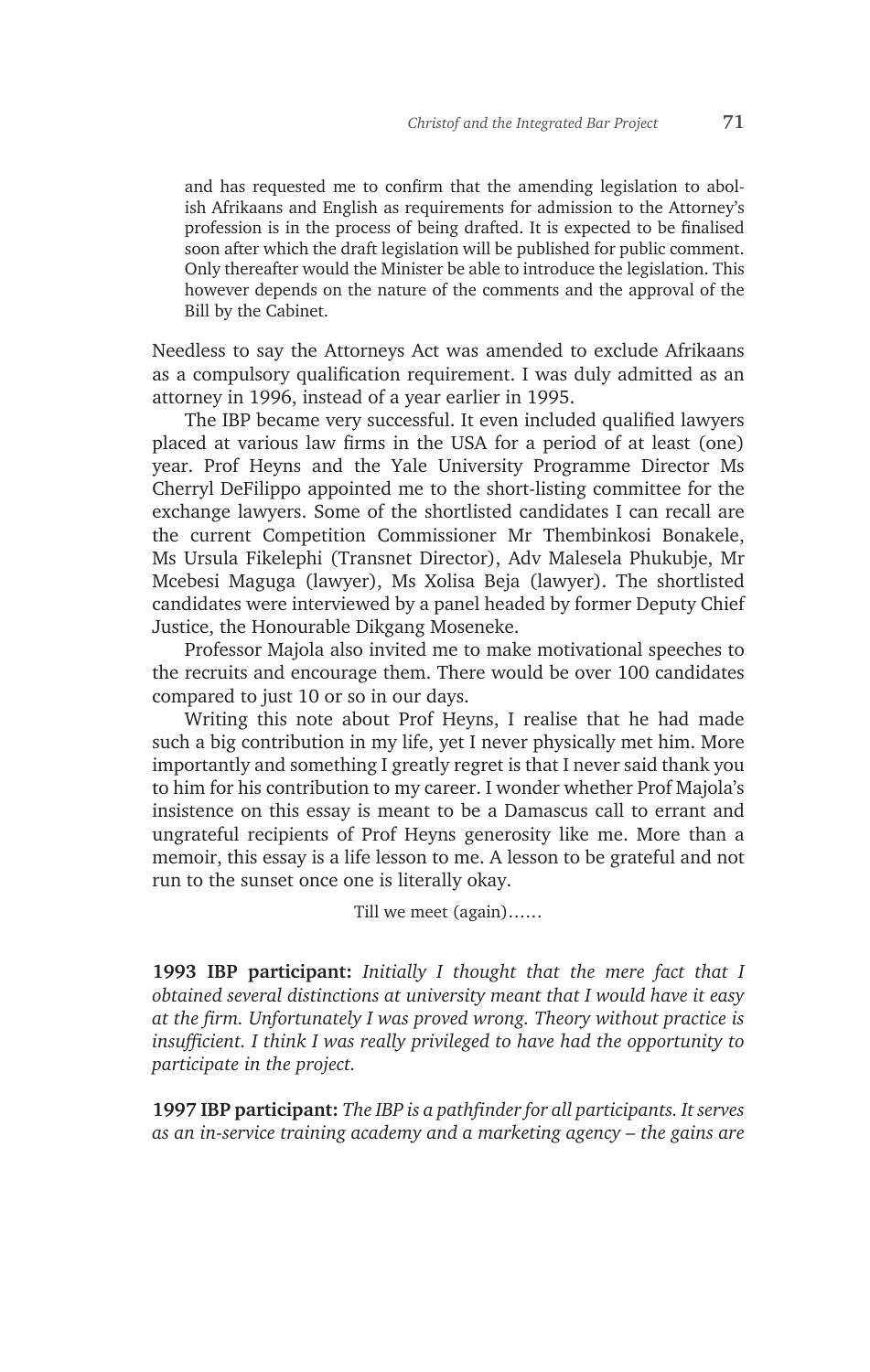> and has requested me to confirm that the amending legislation to abolish Afrikaans and English as requirements for admission to the Attorney's profession is in the process of being drafted. It is expected to be finalised soon after which the draft legislation will be published for public comment. Only thereafter would the Minister be able to introduce the legislation. This however depends on the nature of the comments and the approval of the Bill by the Cabinet.

Needless to say the Attorneys Act was amended to exclude Afrikaans as a compulsory qualification requirement. I was duly admitted as an attorney in 1996, instead of a year earlier in 1995.

The IBP became very successful. It even included qualified lawyers placed at various law firms in the USA for a period of at least (one) year. Prof Heyns and the Yale University Programme Director Ms Cherryl DeFilippo appointed me to the short-listing committee for the exchange lawyers. Some of the shortlisted candidates I can recall are the current Competition Commissioner Mr Thembinkosi Bonakele, Ms Ursula Fikelephi (Transnet Director), Adv Malesela Phukubje, Mr Mcebesi Maguga (lawyer), Ms Xolisa Beja (lawyer). The shortlisted candidates were interviewed by a panel headed by former Deputy Chief Justice, the Honourable Dikgang Moseneke.

Professor Majola also invited me to make motivational speeches to the recruits and encourage them. There would be over 100 candidates compared to just 10 or so in our days.

Writing this note about Prof Heyns, I realise that he had made such a big contribution in my life, yet I never physically met him. More importantly and something I greatly regret is that I never said thank you to him for his contribution to my career. I wonder whether Prof Majola's insistence on this essay is meant to be a Damascus call to errant and ungrateful recipients of Prof Heyns generosity like me. More than a memoir, this essay is a life lesson to me. A lesson to be grateful and not run to the sunset once one is literally okay.

Till we meet (again)……

**1993 IBP participant:** *Initially I thought that the mere fact that I obtained several distinctions at university meant that I would have it easy at the firm. Unfortunately I was proved wrong. Theory without practice is insufficient. I think I was really privileged to have had the opportunity to participate in the project.*

**1997 IBP participant:** *The IBP is a pathfinder for all participants. It serves as an in-service training academy and a marketing agency – the gains are*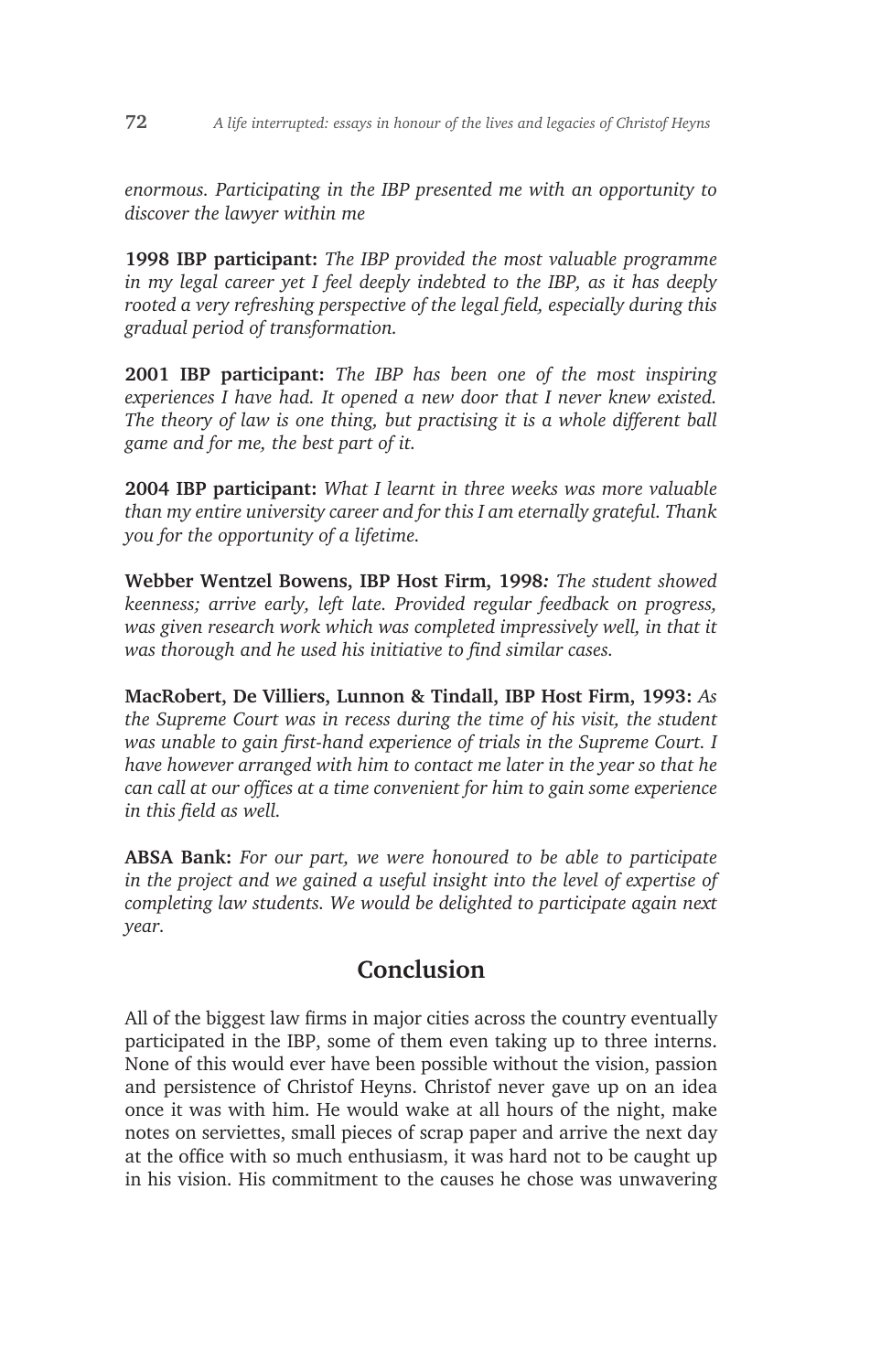*enormous. Participating in the IBP presented me with an opportunity to discover the lawyer within me*

**1998 IBP participant:** *The IBP provided the most valuable programme in my legal career yet I feel deeply indebted to the IBP, as it has deeply rooted a very refreshing perspective of the legal field, especially during this gradual period of transformation.*

**2001 IBP participant:** *The IBP has been one of the most inspiring experiences I have had. It opened a new door that I never knew existed. The theory of law is one thing, but practising it is a whole different ball game and for me, the best part of it.*

**2004 IBP participant:** *What I learnt in three weeks was more valuable than my entire university career and for this I am eternally grateful. Thank you for the opportunity of a lifetime.*

**Webber Wentzel Bowens, IBP Host Firm, 1998***: The student showed keenness; arrive early, left late. Provided regular feedback on progress, was given research work which was completed impressively well, in that it was thorough and he used his initiative to find similar cases.*

**MacRobert, De Villiers, Lunnon & Tindall, IBP Host Firm, 1993:** *As the Supreme Court was in recess during the time of his visit, the student was unable to gain first-hand experience of trials in the Supreme Court. I have however arranged with him to contact me later in the year so that he can call at our offices at a time convenient for him to gain some experience in this field as well.*

**ABSA Bank:** *For our part, we were honoured to be able to participate in the project and we gained a useful insight into the level of expertise of completing law students. We would be delighted to participate again next year.*

## Conclusion

All of the biggest law firms in major cities across the country eventually participated in the IBP, some of them even taking up to three interns. None of this would ever have been possible without the vision, passion and persistence of Christof Heyns. Christof never gave up on an idea once it was with him. He would wake at all hours of the night, make notes on serviettes, small pieces of scrap paper and arrive the next day at the office with so much enthusiasm, it was hard not to be caught up in his vision. His commitment to the causes he chose was unwavering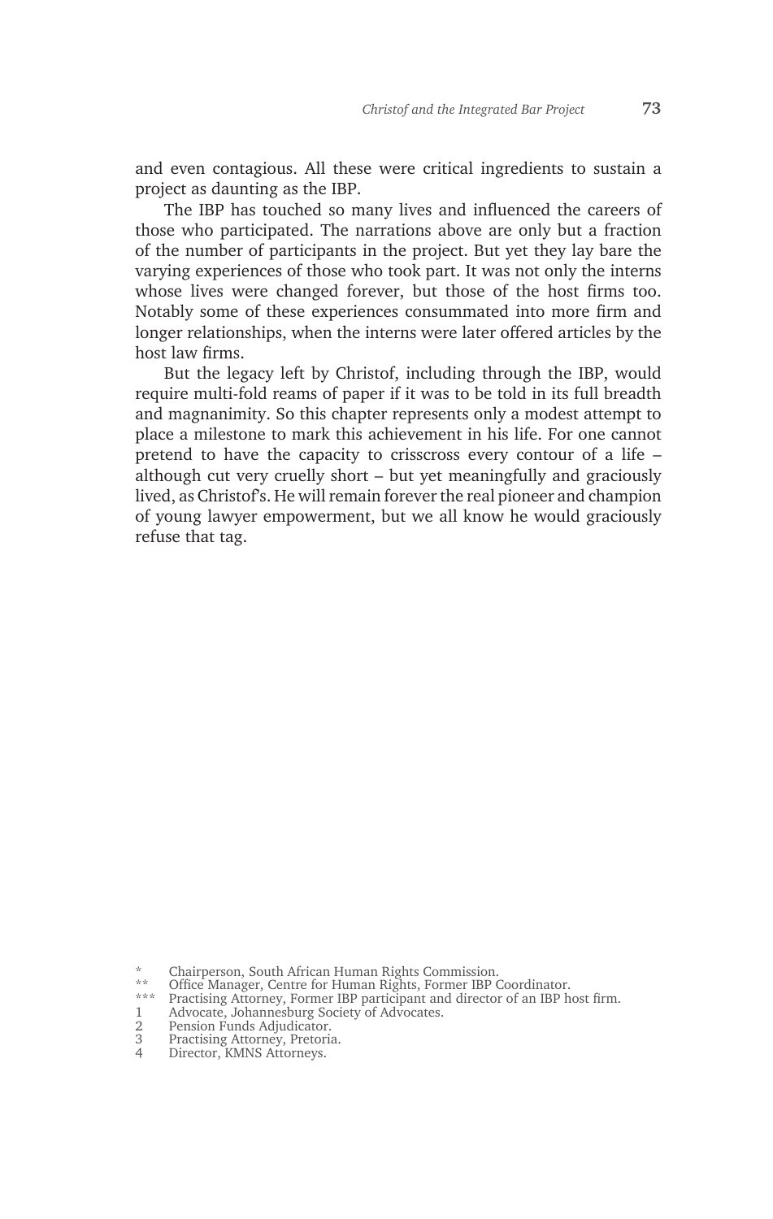and even contagious. All these were critical ingredients to sustain a project as daunting as the IBP.

The IBP has touched so many lives and influenced the careers of those who participated. The narrations above are only but a fraction of the number of participants in the project. But yet they lay bare the varying experiences of those who took part. It was not only the interns whose lives were changed forever, but those of the host firms too. Notably some of these experiences consummated into more firm and longer relationships, when the interns were later offered articles by the host law firms.

But the legacy left by Christof, including through the IBP, would require multi-fold reams of paper if it was to be told in its full breadth and magnanimity. So this chapter represents only a modest attempt to place a milestone to mark this achievement in his life. For one cannot pretend to have the capacity to crisscross every contour of a life – although cut very cruelly short – but yet meaningfully and graciously lived, as Christof's. He will remain forever the real pioneer and champion of young lawyer empowerment, but we all know he would graciously refuse that tag.

---

\* Chairperson, South African Human Rights Commission.

\*\* Office Manager, Centre for Human Rights, Former IBP Coordinator.

\*\*\* Practising Attorney, Former IBP participant and director of an IBP host firm.

1 Advocate, Johannesburg Society of Advocates.

2 Pension Funds Adjudicator.

3 Practising Attorney, Pretoria.

4 Director, KMNS Attorneys.